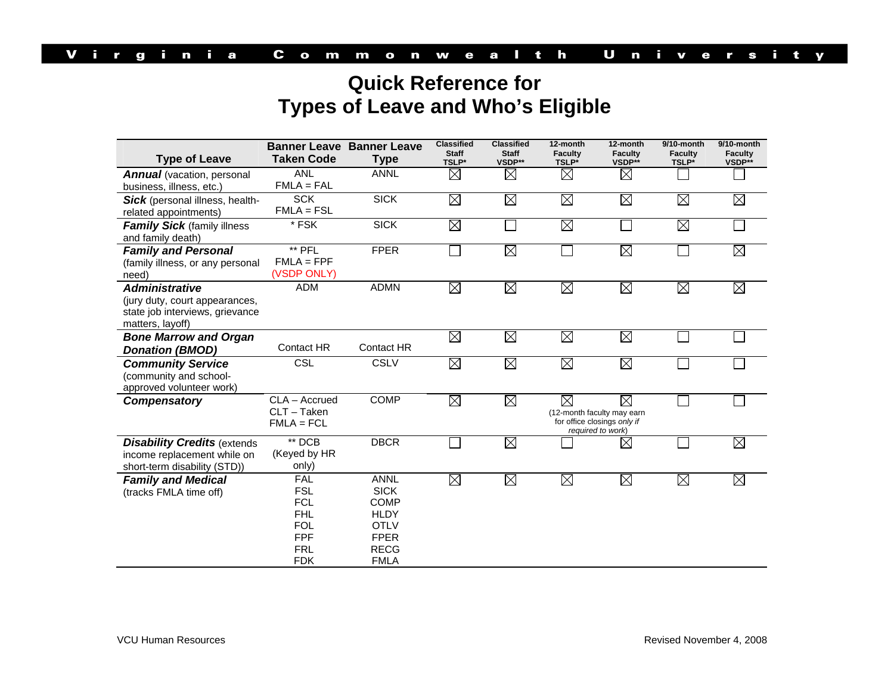Virginia Commonwealth University

# Quick Reference for Types of Leave and Who's Eligible

| Type of Leave | Banner Leave Taken Code | Banner Leave Type | Classified Staff TSLP* | Classified Staff VSDP** | 12-month Faculty TSLP* | 12-month Faculty VSDP** | 9/10-month Faculty TSLP* | 9/10-month Faculty VSDP** |
|---|---|---|---|---|---|---|---|---|
| ***Annual*** (vacation, personal business, illness, etc.) | ANL<br>FMLA = FAL | ANNL | ☒ | ☒ | ☒ | ☒ | ☐ | ☐ |
| ***Sick*** (personal illness, health-related appointments) | SCK<br>FMLA = FSL | SICK | ☒ | ☒ | ☒ | ☒ | ☒ | ☒ |
| ***Family Sick*** (family illness and family death) | * FSK | SICK | ☒ | ☐ | ☒ | ☐ | ☒ | ☐ |
| ***Family and Personal*** (family illness, or any personal need) | ** PFL<br>FMLA = FPF<br>(VSDP ONLY) | FPER | ☐ | ☒ | ☐ | ☒ | ☐ | ☒ |
| ***Administrative*** (jury duty, court appearances, state job interviews, grievance matters, layoff) | ADM | ADMN | ☒ | ☒ | ☒ | ☒ | ☒ | ☒ |
| ***Bone Marrow and Organ Donation (BMOD)*** | Contact HR | Contact HR | ☒ | ☒ | ☒ | ☒ | ☐ | ☐ |
| ***Community Service*** (community and school-approved volunteer work) | CSL | CSLV | ☒ | ☒ | ☒ | ☒ | ☐ | ☐ |
| ***Compensatory*** | CLA – Accrued<br>CLT – Taken<br>FMLA = FCL | COMP | ☒ | ☒ | ☒ (12-month faculty may earn for office closings *only if required to work*) | ☒ | ☐ | ☐ |
| ***Disability Credits*** (extends income replacement while on short-term disability (STD)) | ** DCB<br>(Keyed by HR only) | DBCR | ☐ | ☒ | ☐ | ☒ | ☐ | ☒ |
| ***Family and Medical*** (tracks FMLA time off) | FAL<br>FSL<br>FCL<br>FHL<br>FOL<br>FPF<br>FRL<br>FDK | ANNL<br>SICK<br>COMP<br>HLDY<br>OTLV<br>FPER<br>RECG<br>FMLA | ☒ | ☒ | ☒ | ☒ | ☒ | ☒ |

VCU Human Resources

Revised November 4, 2008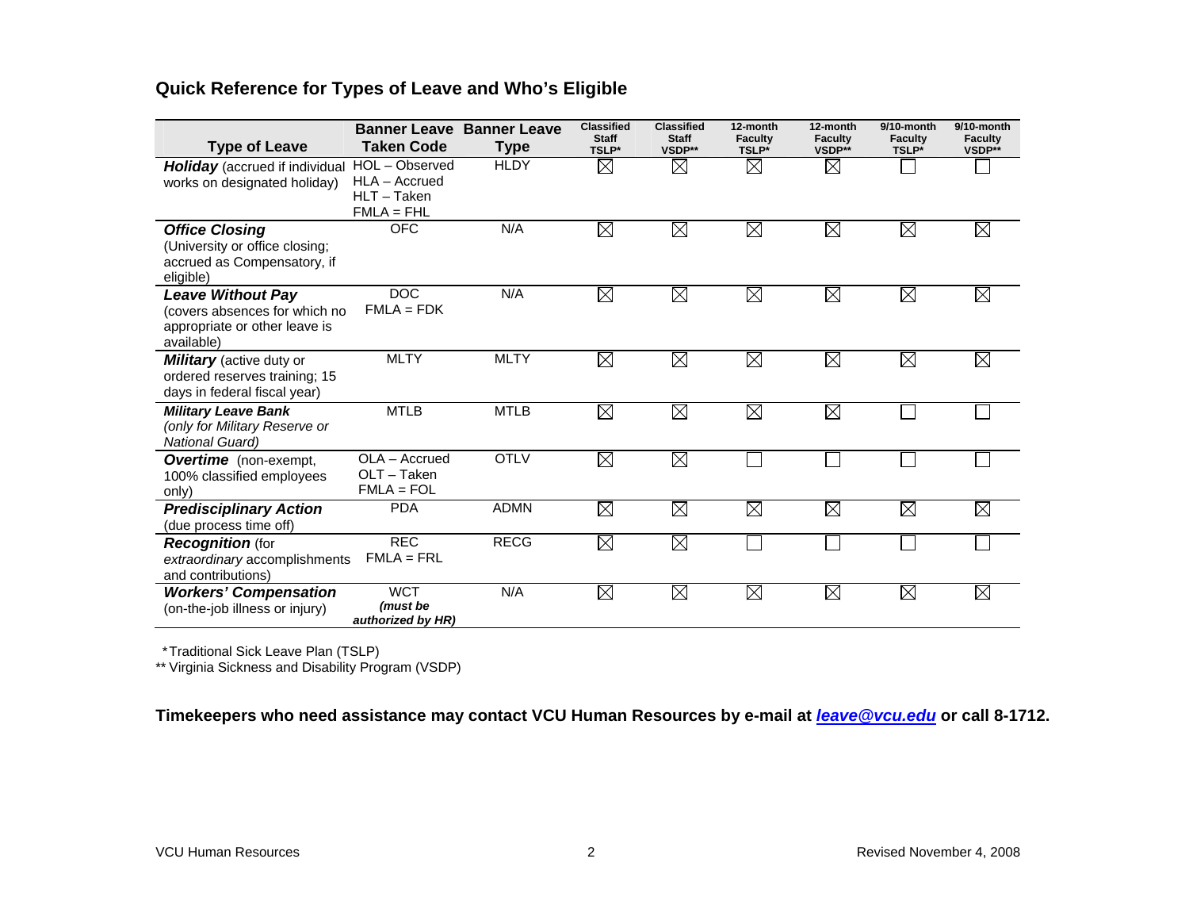## Quick Reference for Types of Leave and Who's Eligible

| Type of Leave | Banner Leave Taken Code | Banner Leave Type | Classified Staff TSLP* | Classified Staff VSDP** | 12-month Faculty TSLP* | 12-month Faculty VSDP** | 9/10-month Faculty TSLP* | 9/10-month Faculty VSDP** |
|---|---|---|---|---|---|---|---|---|
| ***Holiday*** (accrued if individual works on designated holiday) | HOL – Observed<br>HLA – Accrued<br>HLT – Taken<br>FMLA = FHL | HLDY | ☒ | ☒ | ☒ | ☒ | ☐ | ☐ |
| ***Office Closing*** (University or office closing; accrued as Compensatory, if eligible) | OFC | N/A | ☒ | ☒ | ☒ | ☒ | ☒ | ☒ |
| ***Leave Without Pay*** (covers absences for which no appropriate or other leave is available) | DOC<br>FMLA = FDK | N/A | ☒ | ☒ | ☒ | ☒ | ☒ | ☒ |
| ***Military*** (active duty or ordered reserves training; 15 days in federal fiscal year) | MLTY | MLTY | ☒ | ☒ | ☒ | ☒ | ☒ | ☒ |
| ***Military Leave Bank*** *(only for Military Reserve or National Guard)* | MTLB | MTLB | ☒ | ☒ | ☒ | ☒ | ☐ | ☐ |
| ***Overtime*** (non-exempt, 100% classified employees only) | OLA – Accrued<br>OLT – Taken<br>FMLA = FOL | OTLV | ☒ | ☒ | ☐ | ☐ | ☐ | ☐ |
| ***Predisciplinary Action*** (due process time off) | PDA | ADMN | ☒ | ☒ | ☒ | ☒ | ☒ | ☒ |
| ***Recognition*** (for *extraordinary* accomplishments and contributions) | REC<br>FMLA = FRL | RECG | ☒ | ☒ | ☐ | ☐ | ☐ | ☐ |
| ***Workers' Compensation*** (on-the-job illness or injury) | WCT<br>***(must be authorized by HR)*** | N/A | ☒ | ☒ | ☒ | ☒ | ☒ | ☒ |

*Traditional Sick Leave Plan (TSLP)
** Virginia Sickness and Disability Program (VSDP)

**Timekeepers who need assistance may contact VCU Human Resources by e-mail at *leave@vcu.edu* or call 8-1712.**